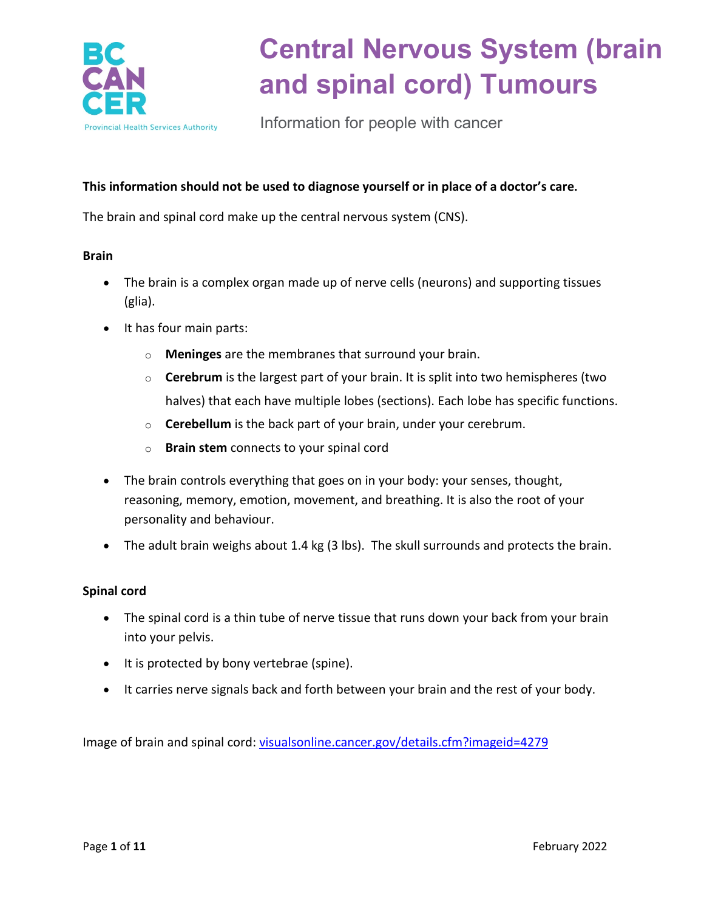# Central Nervous System (brain and spinal cord) Tumours

Information for people with cancer

**This information should not be used to diagnose yourself or in place of a doctor's care.**

The brain and spinal cord make up the central nervous system (CNS).

**Brain**

- The brain is a complex organ made up of nerve cells (neurons) and supporting tissues (glia).
- It has four main parts:
  - **Meninges** are the membranes that surround your brain.
  - **Cerebrum** is the largest part of your brain. It is split into two hemispheres (two halves) that each have multiple lobes (sections). Each lobe has specific functions.
  - **Cerebellum** is the back part of your brain, under your cerebrum.
  - **Brain stem** connects to your spinal cord
- The brain controls everything that goes on in your body: your senses, thought, reasoning, memory, emotion, movement, and breathing. It is also the root of your personality and behaviour.
- The adult brain weighs about 1.4 kg (3 lbs). The skull surrounds and protects the brain.

**Spinal cord**

- The spinal cord is a thin tube of nerve tissue that runs down your back from your brain into your pelvis.
- It is protected by bony vertebrae (spine).
- It carries nerve signals back and forth between your brain and the rest of your body.

Image of brain and spinal cord: visualsonline.cancer.gov/details.cfm?imageid=4279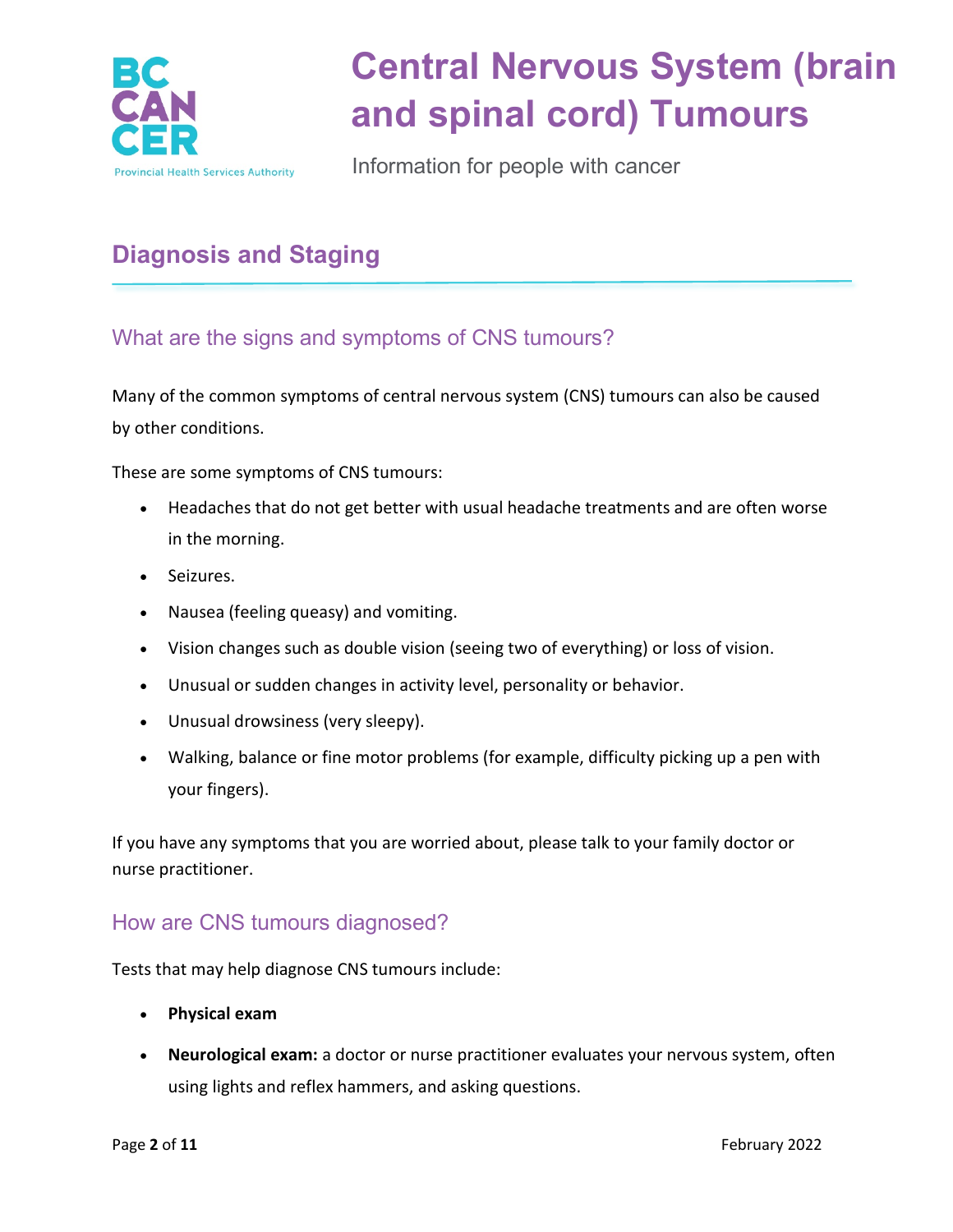# Central Nervous System (brain and spinal cord) Tumours

Information for people with cancer

## Diagnosis and Staging

### What are the signs and symptoms of CNS tumours?

Many of the common symptoms of central nervous system (CNS) tumours can also be caused by other conditions.

These are some symptoms of CNS tumours:

- Headaches that do not get better with usual headache treatments and are often worse in the morning.
- Seizures.
- Nausea (feeling queasy) and vomiting.
- Vision changes such as double vision (seeing two of everything) or loss of vision.
- Unusual or sudden changes in activity level, personality or behavior.
- Unusual drowsiness (very sleepy).
- Walking, balance or fine motor problems (for example, difficulty picking up a pen with your fingers).

If you have any symptoms that you are worried about, please talk to your family doctor or nurse practitioner.

### How are CNS tumours diagnosed?

Tests that may help diagnose CNS tumours include:

- **Physical exam**
- **Neurological exam:** a doctor or nurse practitioner evaluates your nervous system, often using lights and reflex hammers, and asking questions.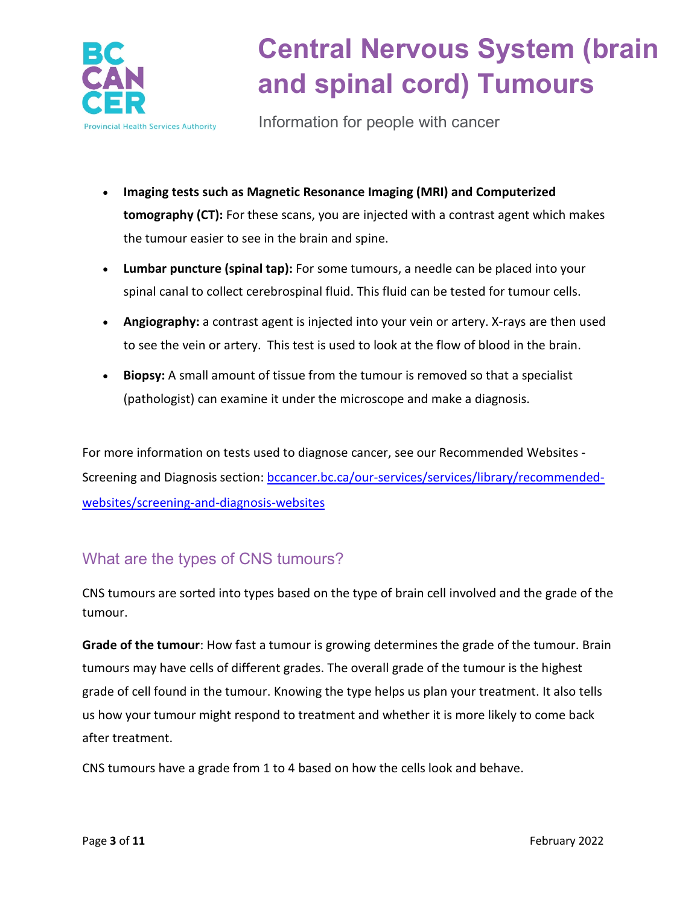- **Imaging tests such as Magnetic Resonance Imaging (MRI) and Computerized tomography (CT):** For these scans, you are injected with a contrast agent which makes the tumour easier to see in the brain and spine.
- **Lumbar puncture (spinal tap):** For some tumours, a needle can be placed into your spinal canal to collect cerebrospinal fluid. This fluid can be tested for tumour cells.
- **Angiography:** a contrast agent is injected into your vein or artery. X-rays are then used to see the vein or artery. This test is used to look at the flow of blood in the brain.
- **Biopsy:** A small amount of tissue from the tumour is removed so that a specialist (pathologist) can examine it under the microscope and make a diagnosis.

For more information on tests used to diagnose cancer, see our Recommended Websites - Screening and Diagnosis section: [bccancer.bc.ca/our-services/services/library/recommended-websites/screening-and-diagnosis-websites](bccancer.bc.ca/our-services/services/library/recommended-websites/screening-and-diagnosis-websites)

## What are the types of CNS tumours?

CNS tumours are sorted into types based on the type of brain cell involved and the grade of the tumour.

**Grade of the tumour**: How fast a tumour is growing determines the grade of the tumour. Brain tumours may have cells of different grades. The overall grade of the tumour is the highest grade of cell found in the tumour. Knowing the type helps us plan your treatment. It also tells us how your tumour might respond to treatment and whether it is more likely to come back after treatment.

CNS tumours have a grade from 1 to 4 based on how the cells look and behave.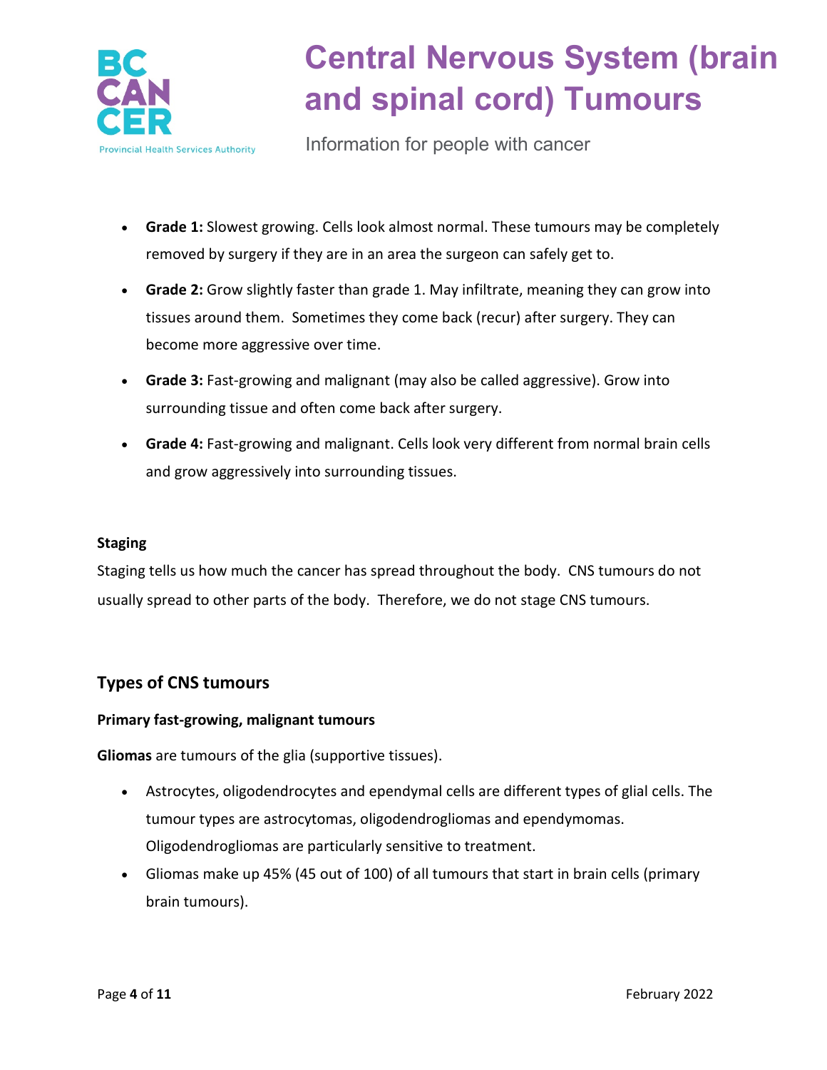- **Grade 1:** Slowest growing. Cells look almost normal. These tumours may be completely removed by surgery if they are in an area the surgeon can safely get to.
- **Grade 2:** Grow slightly faster than grade 1. May infiltrate, meaning they can grow into tissues around them. Sometimes they come back (recur) after surgery. They can become more aggressive over time.
- **Grade 3:** Fast-growing and malignant (may also be called aggressive). Grow into surrounding tissue and often come back after surgery.
- **Grade 4:** Fast-growing and malignant. Cells look very different from normal brain cells and grow aggressively into surrounding tissues.

**Staging**

Staging tells us how much the cancer has spread throughout the body. CNS tumours do not usually spread to other parts of the body. Therefore, we do not stage CNS tumours.

## Types of CNS tumours

**Primary fast-growing, malignant tumours**

**Gliomas** are tumours of the glia (supportive tissues).

- Astrocytes, oligodendrocytes and ependymal cells are different types of glial cells. The tumour types are astrocytomas, oligodendrogliomas and ependymomas. Oligodendrogliomas are particularly sensitive to treatment.
- Gliomas make up 45% (45 out of 100) of all tumours that start in brain cells (primary brain tumours).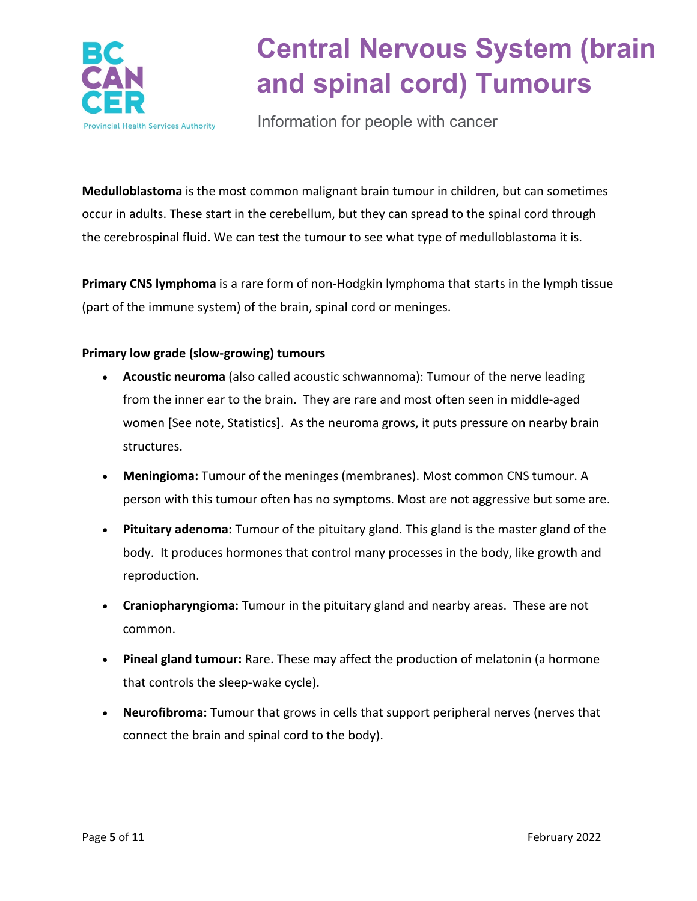**Medulloblastoma** is the most common malignant brain tumour in children, but can sometimes occur in adults. These start in the cerebellum, but they can spread to the spinal cord through the cerebrospinal fluid. We can test the tumour to see what type of medulloblastoma it is.

**Primary CNS lymphoma** is a rare form of non-Hodgkin lymphoma that starts in the lymph tissue (part of the immune system) of the brain, spinal cord or meninges.

**Primary low grade (slow-growing) tumours**

- **Acoustic neuroma** (also called acoustic schwannoma): Tumour of the nerve leading from the inner ear to the brain. They are rare and most often seen in middle-aged women [See note, Statistics]. As the neuroma grows, it puts pressure on nearby brain structures.
- **Meningioma:** Tumour of the meninges (membranes). Most common CNS tumour. A person with this tumour often has no symptoms. Most are not aggressive but some are.
- **Pituitary adenoma:** Tumour of the pituitary gland. This gland is the master gland of the body. It produces hormones that control many processes in the body, like growth and reproduction.
- **Craniopharyngioma:** Tumour in the pituitary gland and nearby areas. These are not common.
- **Pineal gland tumour:** Rare. These may affect the production of melatonin (a hormone that controls the sleep-wake cycle).
- **Neurofibroma:** Tumour that grows in cells that support peripheral nerves (nerves that connect the brain and spinal cord to the body).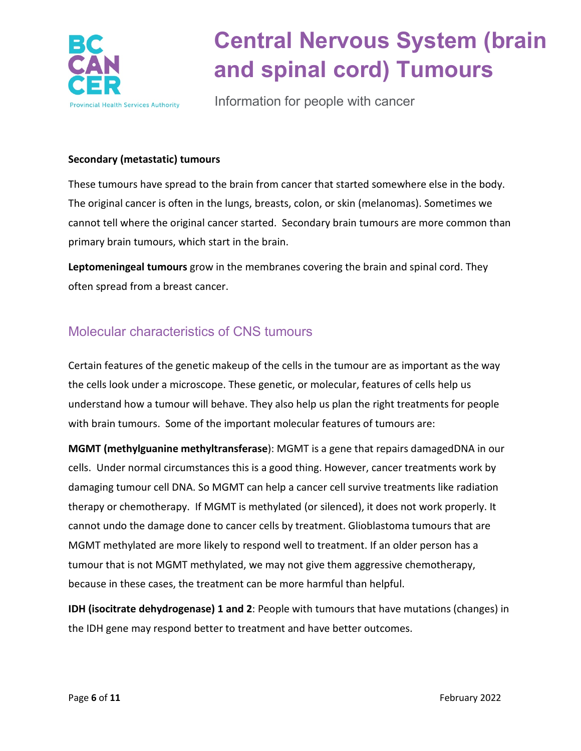**Secondary (metastatic) tumours**

These tumours have spread to the brain from cancer that started somewhere else in the body. The original cancer is often in the lungs, breasts, colon, or skin (melanomas). Sometimes we cannot tell where the original cancer started. Secondary brain tumours are more common than primary brain tumours, which start in the brain.

**Leptomeningeal tumours** grow in the membranes covering the brain and spinal cord. They often spread from a breast cancer.

## Molecular characteristics of CNS tumours

Certain features of the genetic makeup of the cells in the tumour are as important as the way the cells look under a microscope. These genetic, or molecular, features of cells help us understand how a tumour will behave. They also help us plan the right treatments for people with brain tumours. Some of the important molecular features of tumours are:

**MGMT (methylguanine methyltransferase**): MGMT is a gene that repairs damagedDNA in our cells. Under normal circumstances this is a good thing. However, cancer treatments work by damaging tumour cell DNA. So MGMT can help a cancer cell survive treatments like radiation therapy or chemotherapy. If MGMT is methylated (or silenced), it does not work properly. It cannot undo the damage done to cancer cells by treatment. Glioblastoma tumours that are MGMT methylated are more likely to respond well to treatment. If an older person has a tumour that is not MGMT methylated, we may not give them aggressive chemotherapy, because in these cases, the treatment can be more harmful than helpful.

**IDH (isocitrate dehydrogenase) 1 and 2**: People with tumours that have mutations (changes) in the IDH gene may respond better to treatment and have better outcomes.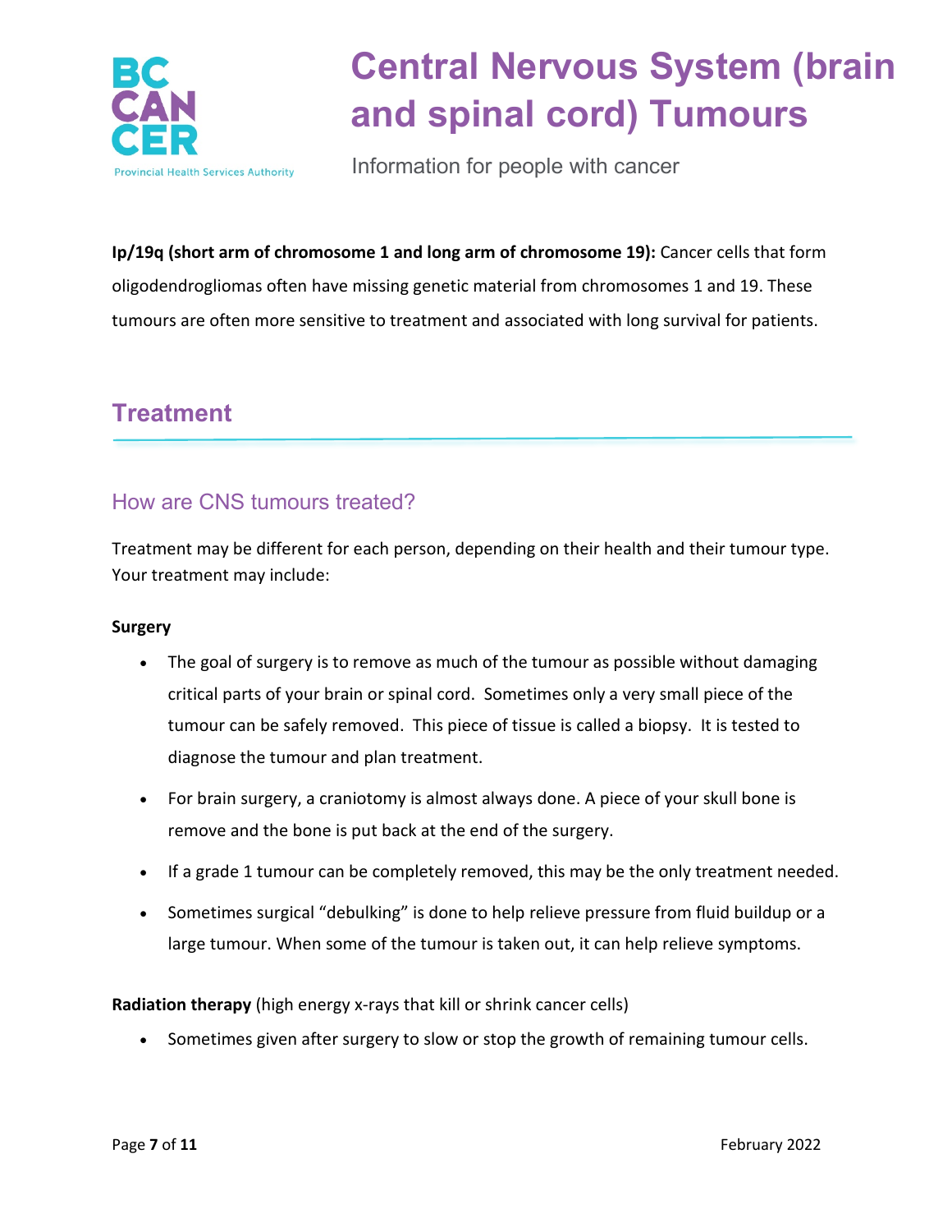**Ip/19q (short arm of chromosome 1 and long arm of chromosome 19):** Cancer cells that form oligodendrogliomas often have missing genetic material from chromosomes 1 and 19. These tumours are often more sensitive to treatment and associated with long survival for patients.

## Treatment

### How are CNS tumours treated?

Treatment may be different for each person, depending on their health and their tumour type. Your treatment may include:

**Surgery**

- The goal of surgery is to remove as much of the tumour as possible without damaging critical parts of your brain or spinal cord. Sometimes only a very small piece of the tumour can be safely removed. This piece of tissue is called a biopsy. It is tested to diagnose the tumour and plan treatment.
- For brain surgery, a craniotomy is almost always done. A piece of your skull bone is remove and the bone is put back at the end of the surgery.
- If a grade 1 tumour can be completely removed, this may be the only treatment needed.
- Sometimes surgical "debulking" is done to help relieve pressure from fluid buildup or a large tumour. When some of the tumour is taken out, it can help relieve symptoms.

**Radiation therapy** (high energy x-rays that kill or shrink cancer cells)

- Sometimes given after surgery to slow or stop the growth of remaining tumour cells.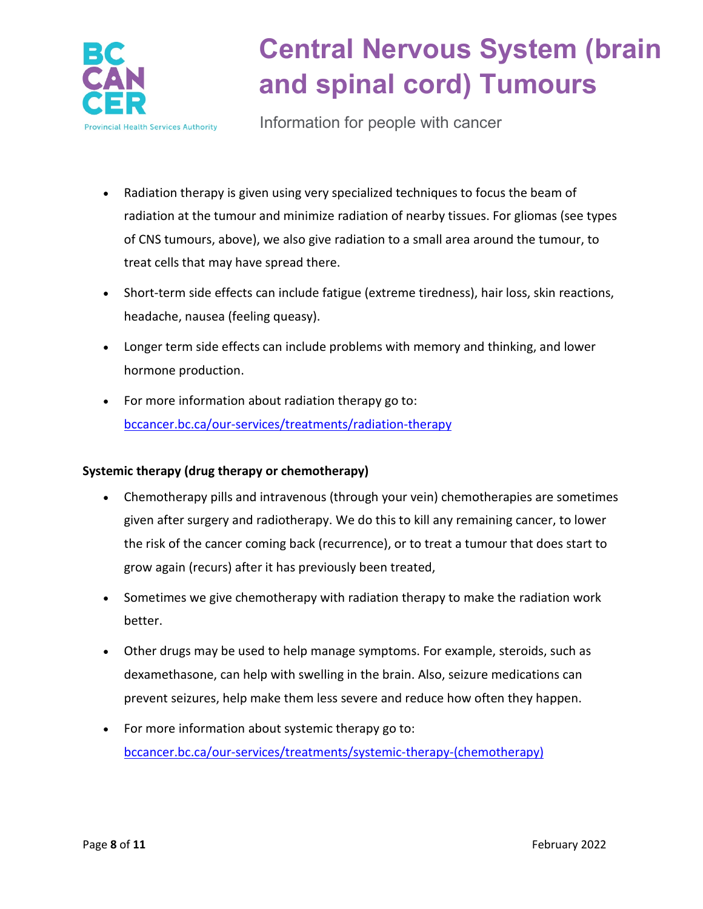- Radiation therapy is given using very specialized techniques to focus the beam of radiation at the tumour and minimize radiation of nearby tissues. For gliomas (see types of CNS tumours, above), we also give radiation to a small area around the tumour, to treat cells that may have spread there.
- Short-term side effects can include fatigue (extreme tiredness), hair loss, skin reactions, headache, nausea (feeling queasy).
- Longer term side effects can include problems with memory and thinking, and lower hormone production.
- For more information about radiation therapy go to: [bccancer.bc.ca/our-services/treatments/radiation-therapy](bccancer.bc.ca/our-services/treatments/radiation-therapy)

**Systemic therapy (drug therapy or chemotherapy)**

- Chemotherapy pills and intravenous (through your vein) chemotherapies are sometimes given after surgery and radiotherapy. We do this to kill any remaining cancer, to lower the risk of the cancer coming back (recurrence), or to treat a tumour that does start to grow again (recurs) after it has previously been treated,
- Sometimes we give chemotherapy with radiation therapy to make the radiation work better.
- Other drugs may be used to help manage symptoms. For example, steroids, such as dexamethasone, can help with swelling in the brain. Also, seizure medications can prevent seizures, help make them less severe and reduce how often they happen.
- For more information about systemic therapy go to: [bccancer.bc.ca/our-services/treatments/systemic-therapy-(chemotherapy)](bccancer.bc.ca/our-services/treatments/systemic-therapy-(chemotherapy))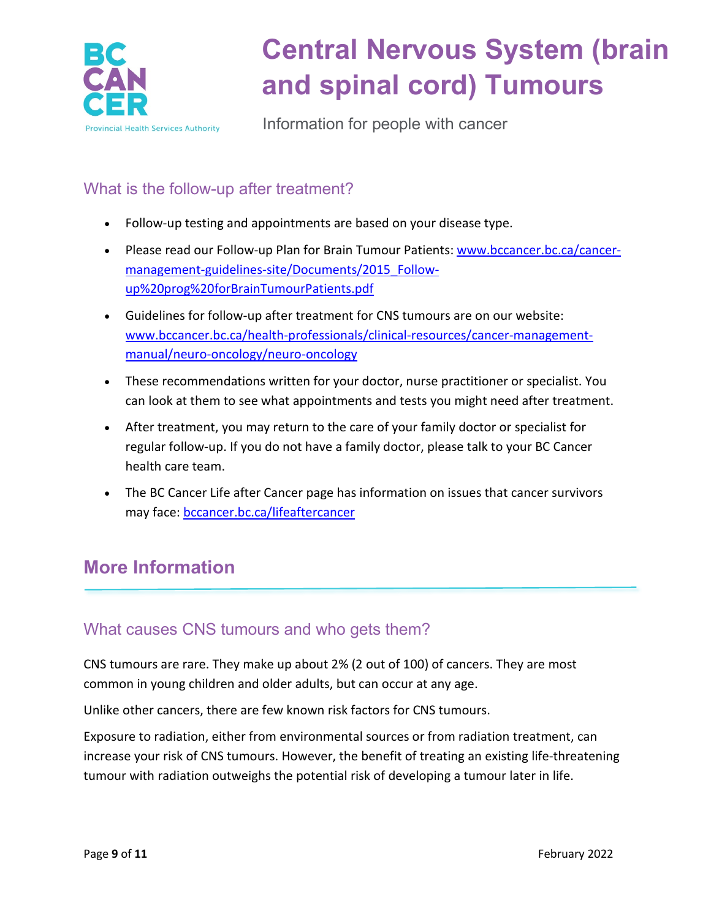## What is the follow-up after treatment?

- Follow-up testing and appointments are based on your disease type.
- Please read our Follow-up Plan for Brain Tumour Patients: [www.bccancer.bc.ca/cancer-management-guidelines-site/Documents/2015_Follow-up%20prog%20forBrainTumourPatients.pdf](www.bccancer.bc.ca/cancer-management-guidelines-site/Documents/2015_Follow-up%20prog%20forBrainTumourPatients.pdf)
- Guidelines for follow-up after treatment for CNS tumours are on our website: [www.bccancer.bc.ca/health-professionals/clinical-resources/cancer-management-manual/neuro-oncology/neuro-oncology](www.bccancer.bc.ca/health-professionals/clinical-resources/cancer-management-manual/neuro-oncology/neuro-oncology)
- These recommendations written for your doctor, nurse practitioner or specialist. You can look at them to see what appointments and tests you might need after treatment.
- After treatment, you may return to the care of your family doctor or specialist for regular follow-up. If you do not have a family doctor, please talk to your BC Cancer health care team.
- The BC Cancer Life after Cancer page has information on issues that cancer survivors may face: [bccancer.bc.ca/lifeaftercancer](bccancer.bc.ca/lifeaftercancer)

# More Information

## What causes CNS tumours and who gets them?

CNS tumours are rare. They make up about 2% (2 out of 100) of cancers. They are most common in young children and older adults, but can occur at any age.

Unlike other cancers, there are few known risk factors for CNS tumours.

Exposure to radiation, either from environmental sources or from radiation treatment, can increase your risk of CNS tumours. However, the benefit of treating an existing life-threatening tumour with radiation outweighs the potential risk of developing a tumour later in life.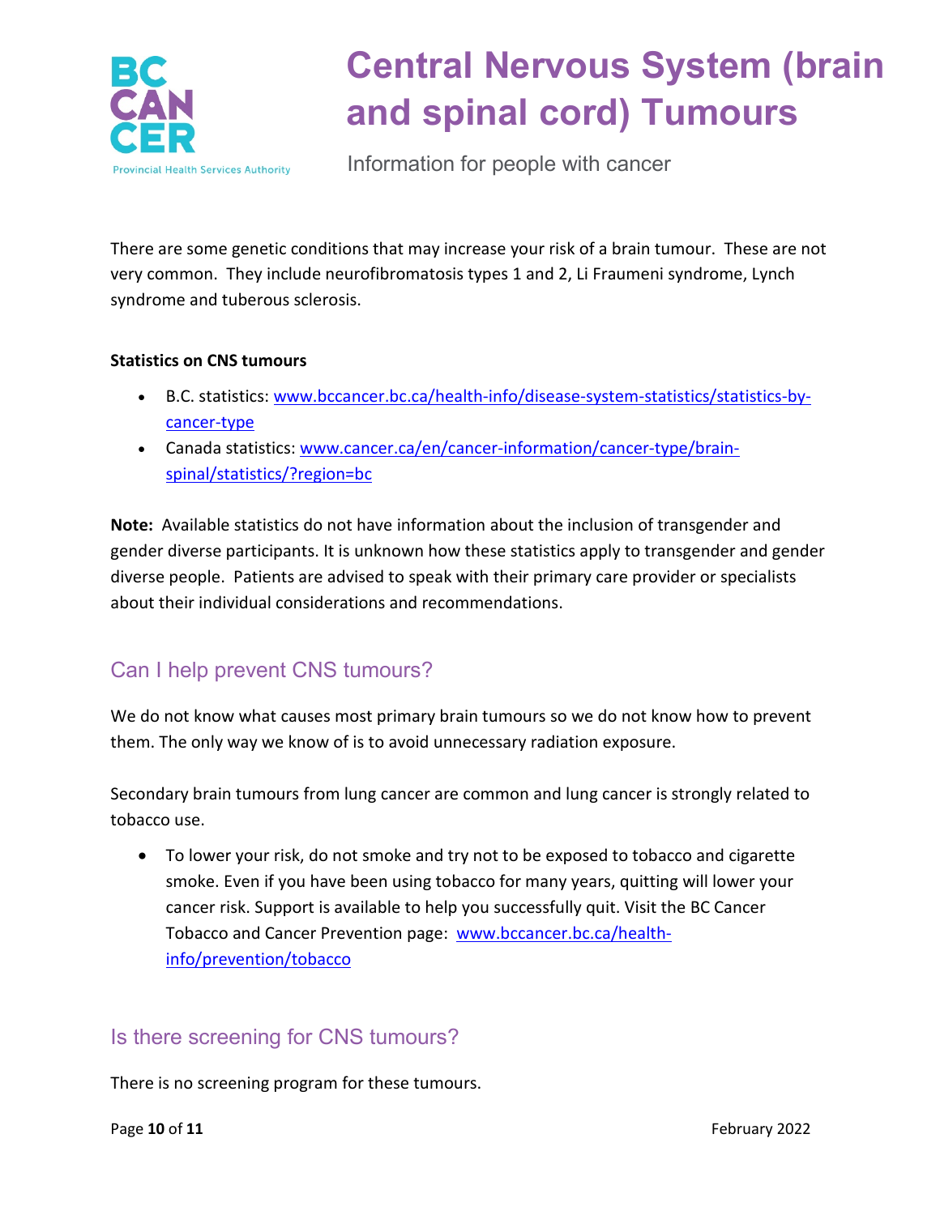There are some genetic conditions that may increase your risk of a brain tumour. These are not very common. They include neurofibromatosis types 1 and 2, Li Fraumeni syndrome, Lynch syndrome and tuberous sclerosis.

**Statistics on CNS tumours**

- B.C. statistics: www.bccancer.bc.ca/health-info/disease-system-statistics/statistics-by-cancer-type
- Canada statistics: www.cancer.ca/en/cancer-information/cancer-type/brain-spinal/statistics/?region=bc

**Note:** Available statistics do not have information about the inclusion of transgender and gender diverse participants. It is unknown how these statistics apply to transgender and gender diverse people. Patients are advised to speak with their primary care provider or specialists about their individual considerations and recommendations.

## Can I help prevent CNS tumours?

We do not know what causes most primary brain tumours so we do not know how to prevent them. The only way we know of is to avoid unnecessary radiation exposure.

Secondary brain tumours from lung cancer are common and lung cancer is strongly related to tobacco use.

- To lower your risk, do not smoke and try not to be exposed to tobacco and cigarette smoke. Even if you have been using tobacco for many years, quitting will lower your cancer risk. Support is available to help you successfully quit. Visit the BC Cancer Tobacco and Cancer Prevention page: www.bccancer.bc.ca/health-info/prevention/tobacco

## Is there screening for CNS tumours?

There is no screening program for these tumours.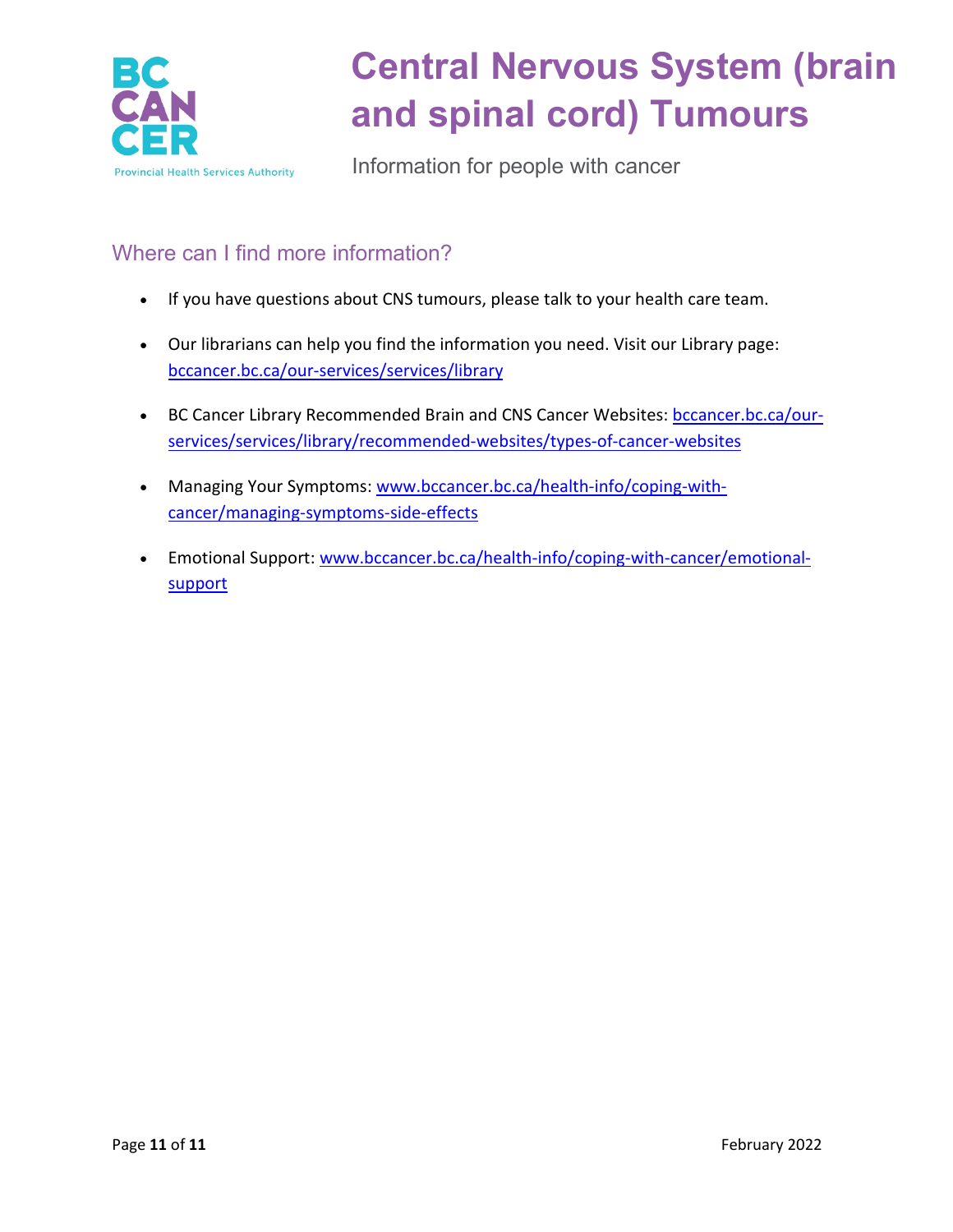## Where can I find more information?

- If you have questions about CNS tumours, please talk to your health care team.
- Our librarians can help you find the information you need. Visit our Library page: bccancer.bc.ca/our-services/services/library
- BC Cancer Library Recommended Brain and CNS Cancer Websites: bccancer.bc.ca/our-services/services/library/recommended-websites/types-of-cancer-websites
- Managing Your Symptoms: www.bccancer.bc.ca/health-info/coping-with-cancer/managing-symptoms-side-effects
- Emotional Support: www.bccancer.bc.ca/health-info/coping-with-cancer/emotional-support